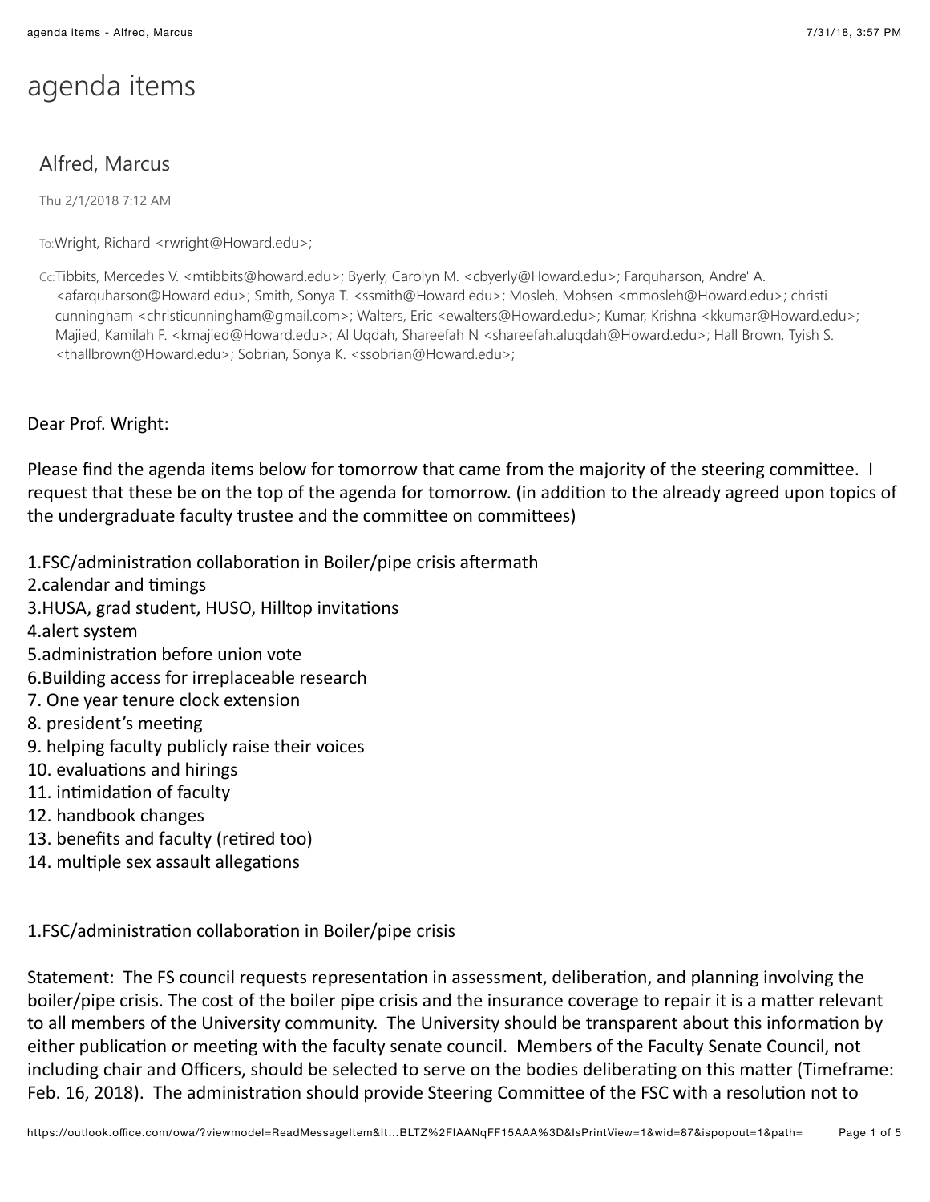# agenda items

## Alfred, Marcus

Thu 2/1/2018 7:12 AM

To: Wright, Richard <rwright@Howard.edu>;

Cc: Tibbits, Mercedes V. <mtibbits@howard.edu>; Byerly, Carolyn M. <cbyerly@Howard.edu>; Farquharson, Andre' A. <afarquharson@Howard.edu>; Smith, Sonya T. <ssmith@Howard.edu>; Mosleh, Mohsen <mmosleh@Howard.edu>; christi cunningham <christicunningham@gmail.com>; Walters, Eric <ewalters@Howard.edu>; Kumar, Krishna <kkumar@Howard.edu>; Majied, Kamilah F. <kmajied@Howard.edu>; Al Uqdah, Shareefah N <shareefah.aluqdah@Howard.edu>; Hall Brown, Tyish S. <thallbrown@Howard.edu>; Sobrian, Sonya K. <ssobrian@Howard.edu>;

Dear Prof. Wright:

Please find the agenda items below for tomorrow that came from the majority of the steering committee. I request that these be on the top of the agenda for tomorrow. (in addition to the already agreed upon topics of the undergraduate faculty trustee and the committee on committees)

1.FSC/administration collaboration in Boiler/pipe crisis aftermath
2.calendar and timings
3.HUSA, grad student, HUSO, Hilltop invitations
4.alert system
5.administration before union vote
6.Building access for irreplaceable research
7. One year tenure clock extension
8. president's meeting
9. helping faculty publicly raise their voices
10. evaluations and hirings
11. intimidation of faculty
12. handbook changes
13. benefits and faculty (retired too)
14. multiple sex assault allegations

1.FSC/administration collaboration in Boiler/pipe crisis

Statement: The FS council requests representation in assessment, deliberation, and planning involving the boiler/pipe crisis. The cost of the boiler pipe crisis and the insurance coverage to repair it is a matter relevant to all members of the University community. The University should be transparent about this information by either publication or meeting with the faculty senate council. Members of the Faculty Senate Council, not including chair and Officers, should be selected to serve on the bodies deliberating on this matter (Timeframe: Feb. 16, 2018). The administration should provide Steering Committee of the FSC with a resolution not to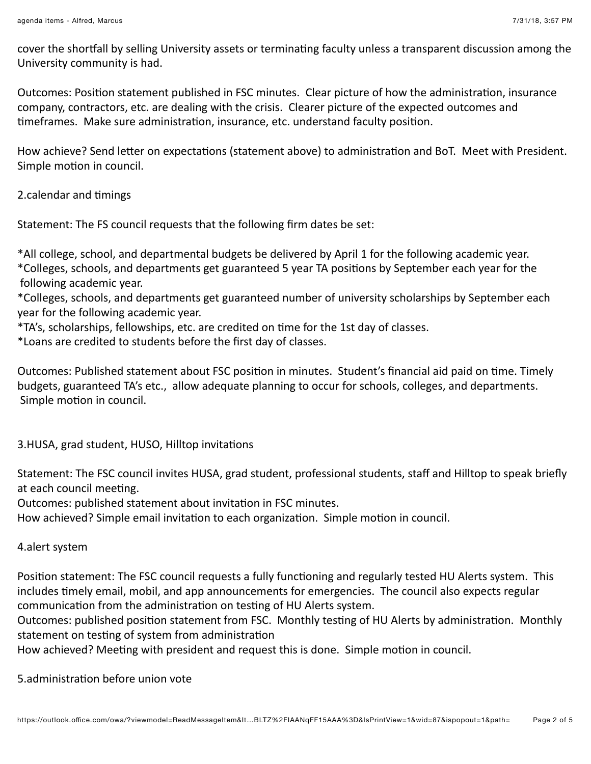cover the shortfall by selling University assets or terminating faculty unless a transparent discussion among the University community is had.

Outcomes: Position statement published in FSC minutes. Clear picture of how the administration, insurance company, contractors, etc. are dealing with the crisis. Clearer picture of the expected outcomes and timeframes. Make sure administration, insurance, etc. understand faculty position.

How achieve? Send letter on expectations (statement above) to administration and BoT. Meet with President. Simple motion in council.

2.calendar and timings

Statement: The FS council requests that the following firm dates be set:

*All college, school, and departmental budgets be delivered by April 1 for the following academic year.
*Colleges, schools, and departments get guaranteed 5 year TA positions by September each year for the following academic year.
*Colleges, schools, and departments get guaranteed number of university scholarships by September each year for the following academic year.
*TA's, scholarships, fellowships, etc. are credited on time for the 1st day of classes.
*Loans are credited to students before the first day of classes.

Outcomes: Published statement about FSC position in minutes. Student's financial aid paid on time. Timely budgets, guaranteed TA's etc., allow adequate planning to occur for schools, colleges, and departments. Simple motion in council.

3.HUSA, grad student, HUSO, Hilltop invitations

Statement: The FSC council invites HUSA, grad student, professional students, staff and Hilltop to speak briefly at each council meeting.
Outcomes: published statement about invitation in FSC minutes.
How achieved? Simple email invitation to each organization. Simple motion in council.

4.alert system

Position statement: The FSC council requests a fully functioning and regularly tested HU Alerts system. This includes timely email, mobil, and app announcements for emergencies. The council also expects regular communication from the administration on testing of HU Alerts system.
Outcomes: published position statement from FSC. Monthly testing of HU Alerts by administration. Monthly statement on testing of system from administration
How achieved? Meeting with president and request this is done. Simple motion in council.

5.administration before union vote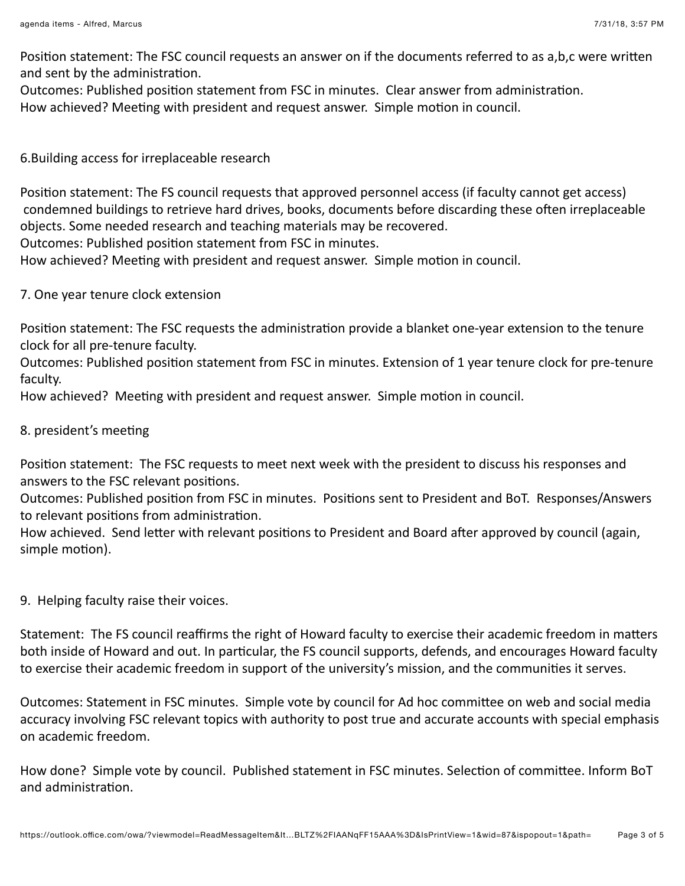Position statement: The FSC council requests an answer on if the documents referred to as a,b,c were written and sent by the administration.
Outcomes: Published position statement from FSC in minutes. Clear answer from administration.
How achieved? Meeting with president and request answer. Simple motion in council.

6.Building access for irreplaceable research

Position statement: The FS council requests that approved personnel access (if faculty cannot get access) condemned buildings to retrieve hard drives, books, documents before discarding these often irreplaceable objects. Some needed research and teaching materials may be recovered.
Outcomes: Published position statement from FSC in minutes.
How achieved? Meeting with president and request answer. Simple motion in council.

7. One year tenure clock extension

Position statement: The FSC requests the administration provide a blanket one-year extension to the tenure clock for all pre-tenure faculty.
Outcomes: Published position statement from FSC in minutes. Extension of 1 year tenure clock for pre-tenure faculty.
How achieved? Meeting with president and request answer. Simple motion in council.

8. president's meeting

Position statement: The FSC requests to meet next week with the president to discuss his responses and answers to the FSC relevant positions.
Outcomes: Published position from FSC in minutes. Positions sent to President and BoT. Responses/Answers to relevant positions from administration.
How achieved. Send letter with relevant positions to President and Board after approved by council (again, simple motion).

9. Helping faculty raise their voices.

Statement: The FS council reaffirms the right of Howard faculty to exercise their academic freedom in matters both inside of Howard and out. In particular, the FS council supports, defends, and encourages Howard faculty to exercise their academic freedom in support of the university's mission, and the communities it serves.

Outcomes: Statement in FSC minutes. Simple vote by council for Ad hoc committee on web and social media accuracy involving FSC relevant topics with authority to post true and accurate accounts with special emphasis on academic freedom.

How done? Simple vote by council. Published statement in FSC minutes. Selection of committee. Inform BoT and administration.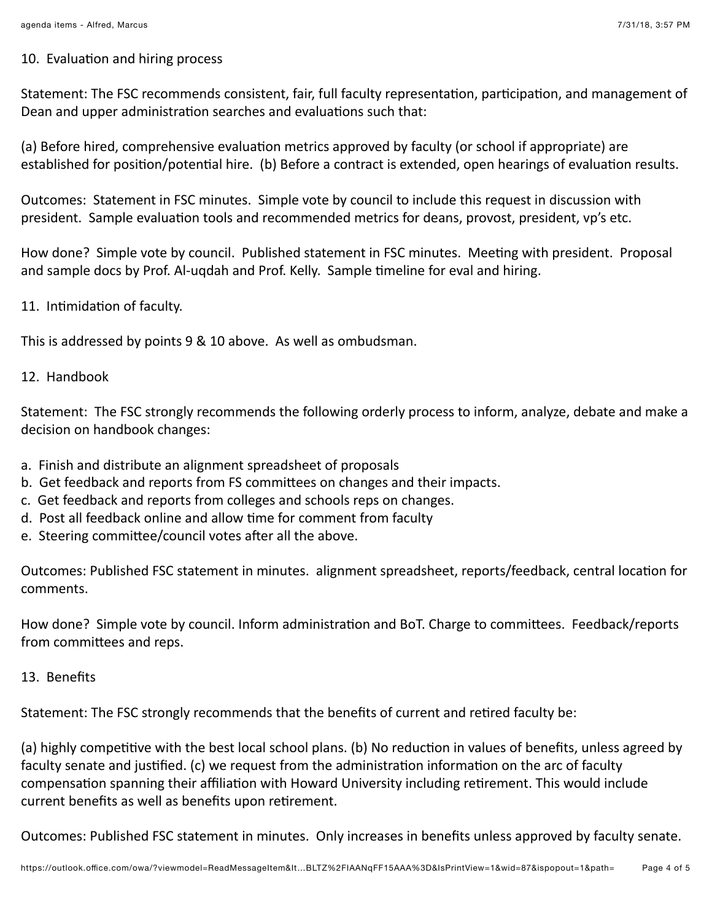10. Evaluation and hiring process

Statement: The FSC recommends consistent, fair, full faculty representation, participation, and management of Dean and upper administration searches and evaluations such that:

(a) Before hired, comprehensive evaluation metrics approved by faculty (or school if appropriate) are established for position/potential hire. (b) Before a contract is extended, open hearings of evaluation results.

Outcomes: Statement in FSC minutes. Simple vote by council to include this request in discussion with president. Sample evaluation tools and recommended metrics for deans, provost, president, vp's etc.

How done? Simple vote by council. Published statement in FSC minutes. Meeting with president. Proposal and sample docs by Prof. Al-uqdah and Prof. Kelly. Sample timeline for eval and hiring.

11. Intimidation of faculty.

This is addressed by points 9 & 10 above. As well as ombudsman.

12. Handbook

Statement: The FSC strongly recommends the following orderly process to inform, analyze, debate and make a decision on handbook changes:

a. Finish and distribute an alignment spreadsheet of proposals
b. Get feedback and reports from FS committees on changes and their impacts.
c. Get feedback and reports from colleges and schools reps on changes.
d. Post all feedback online and allow time for comment from faculty
e. Steering committee/council votes after all the above.

Outcomes: Published FSC statement in minutes. alignment spreadsheet, reports/feedback, central location for comments.

How done? Simple vote by council. Inform administration and BoT. Charge to committees. Feedback/reports from committees and reps.

13. Benefits

Statement: The FSC strongly recommends that the benefits of current and retired faculty be:

(a) highly competitive with the best local school plans. (b) No reduction in values of benefits, unless agreed by faculty senate and justified. (c) we request from the administration information on the arc of faculty compensation spanning their affiliation with Howard University including retirement. This would include current benefits as well as benefits upon retirement.

Outcomes: Published FSC statement in minutes. Only increases in benefits unless approved by faculty senate.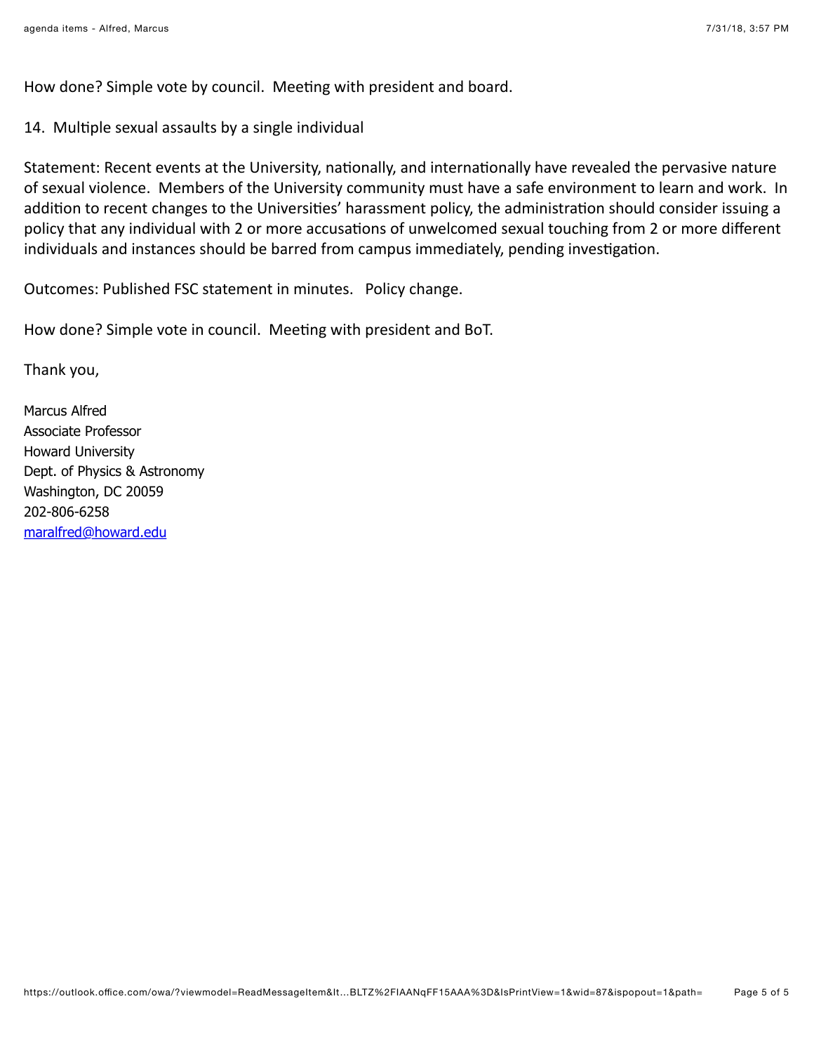How done? Simple vote by council. Meeting with president and board.

14. Multiple sexual assaults by a single individual

Statement: Recent events at the University, nationally, and internationally have revealed the pervasive nature of sexual violence. Members of the University community must have a safe environment to learn and work. In addition to recent changes to the Universities' harassment policy, the administration should consider issuing a policy that any individual with 2 or more accusations of unwelcomed sexual touching from 2 or more different individuals and instances should be barred from campus immediately, pending investigation.

Outcomes: Published FSC statement in minutes. Policy change.

How done? Simple vote in council. Meeting with president and BoT.

Thank you,

Marcus Alfred
Associate Professor
Howard University
Dept. of Physics & Astronomy
Washington, DC 20059
202-806-6258
maralfred@howard.edu